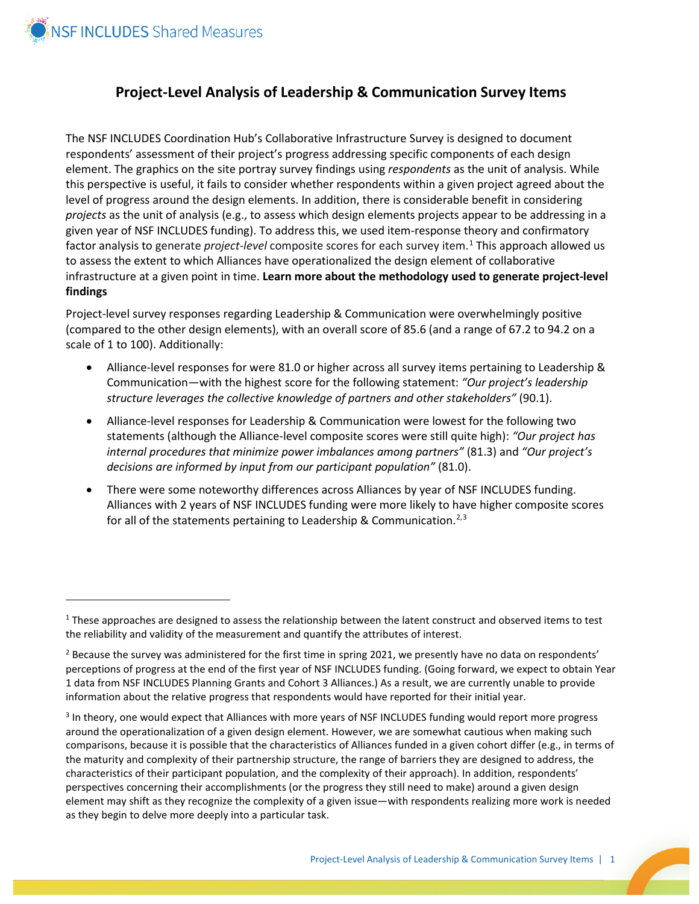# Project-Level Analysis of Leadership & Communication Survey Items

The NSF INCLUDES Coordination Hub's Collaborative Infrastructure Survey is designed to document respondents' assessment of their project's progress addressing specific components of each design element. The graphics on the site portray survey findings using *respondents* as the unit of analysis. While this perspective is useful, it fails to consider whether respondents within a given project agreed about the level of progress around the design elements. In addition, there is considerable benefit in considering *projects* as the unit of analysis (e.g., to assess which design elements projects appear to be addressing in a given year of NSF INCLUDES funding). To address this, we used item-response theory and confirmatory factor analysis to generate *project-level* composite scores for each survey item.[1] This approach allowed us to assess the extent to which Alliances have operationalized the design element of collaborative infrastructure at a given point in time. **Learn more about the methodology used to generate project-level findings**

Project-level survey responses regarding Leadership & Communication were overwhelmingly positive (compared to the other design elements), with an overall score of 85.6 (and a range of 67.2 to 94.2 on a scale of 1 to 100). Additionally:

- Alliance-level responses for were 81.0 or higher across all survey items pertaining to Leadership & Communication—with the highest score for the following statement: *"Our project's leadership structure leverages the collective knowledge of partners and other stakeholders"* (90.1).
- Alliance-level responses for Leadership & Communication were lowest for the following two statements (although the Alliance-level composite scores were still quite high): *"Our project has internal procedures that minimize power imbalances among partners"* (81.3) and *"Our project's decisions are informed by input from our participant population"* (81.0).
- There were some noteworthy differences across Alliances by year of NSF INCLUDES funding. Alliances with 2 years of NSF INCLUDES funding were more likely to have higher composite scores for all of the statements pertaining to Leadership & Communication.[2,3]

---

[1] These approaches are designed to assess the relationship between the latent construct and observed items to test the reliability and validity of the measurement and quantify the attributes of interest.

[2] Because the survey was administered for the first time in spring 2021, we presently have no data on respondents' perceptions of progress at the end of the first year of NSF INCLUDES funding. (Going forward, we expect to obtain Year 1 data from NSF INCLUDES Planning Grants and Cohort 3 Alliances.) As a result, we are currently unable to provide information about the relative progress that respondents would have reported for their initial year.

[3] In theory, one would expect that Alliances with more years of NSF INCLUDES funding would report more progress around the operationalization of a given design element. However, we are somewhat cautious when making such comparisons, because it is possible that the characteristics of Alliances funded in a given cohort differ (e.g., in terms of the maturity and complexity of their partnership structure, the range of barriers they are designed to address, the characteristics of their participant population, and the complexity of their approach). In addition, respondents' perspectives concerning their accomplishments (or the progress they still need to make) around a given design element may shift as they recognize the complexity of a given issue—with respondents realizing more work is needed as they begin to delve more deeply into a particular task.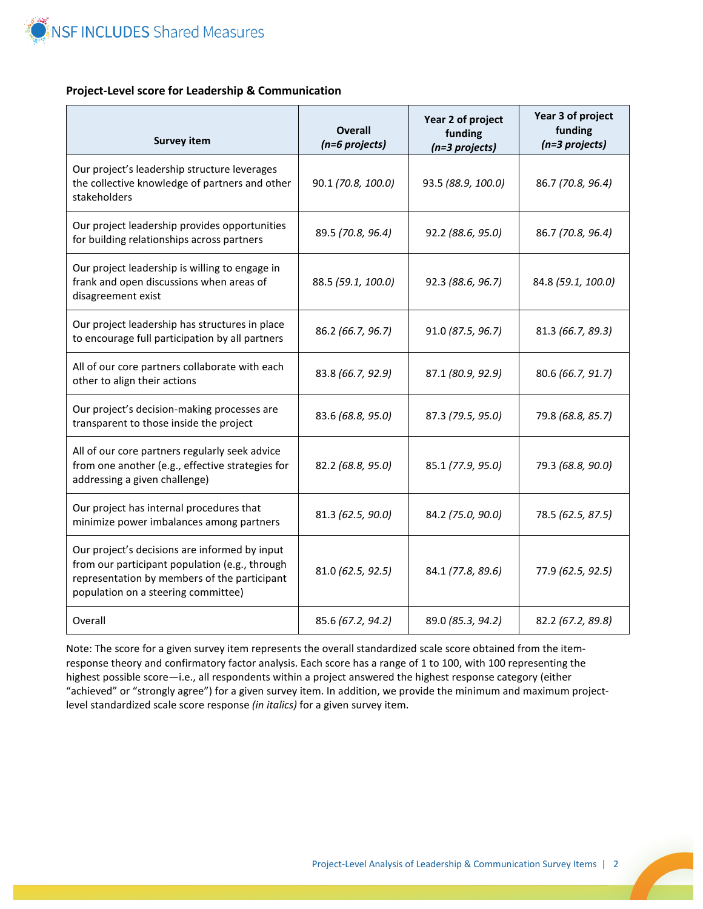**Project-Level score for Leadership & Communication**

| Survey item | Overall *(n=6 projects)* | Year 2 of project funding *(n=3 projects)* | Year 3 of project funding *(n=3 projects)* |
|---|---|---|---|
| Our project's leadership structure leverages the collective knowledge of partners and other stakeholders | 90.1 *(70.8, 100.0)* | 93.5 *(88.9, 100.0)* | 86.7 *(70.8, 96.4)* |
| Our project leadership provides opportunities for building relationships across partners | 89.5 *(70.8, 96.4)* | 92.2 *(88.6, 95.0)* | 86.7 *(70.8, 96.4)* |
| Our project leadership is willing to engage in frank and open discussions when areas of disagreement exist | 88.5 *(59.1, 100.0)* | 92.3 *(88.6, 96.7)* | 84.8 *(59.1, 100.0)* |
| Our project leadership has structures in place to encourage full participation by all partners | 86.2 *(66.7, 96.7)* | 91.0 *(87.5, 96.7)* | 81.3 *(66.7, 89.3)* |
| All of our core partners collaborate with each other to align their actions | 83.8 *(66.7, 92.9)* | 87.1 *(80.9, 92.9)* | 80.6 *(66.7, 91.7)* |
| Our project's decision-making processes are transparent to those inside the project | 83.6 *(68.8, 95.0)* | 87.3 *(79.5, 95.0)* | 79.8 *(68.8, 85.7)* |
| All of our core partners regularly seek advice from one another (e.g., effective strategies for addressing a given challenge) | 82.2 *(68.8, 95.0)* | 85.1 *(77.9, 95.0)* | 79.3 *(68.8, 90.0)* |
| Our project has internal procedures that minimize power imbalances among partners | 81.3 *(62.5, 90.0)* | 84.2 *(75.0, 90.0)* | 78.5 *(62.5, 87.5)* |
| Our project's decisions are informed by input from our participant population (e.g., through representation by members of the participant population on a steering committee) | 81.0 *(62.5, 92.5)* | 84.1 *(77.8, 89.6)* | 77.9 *(62.5, 92.5)* |
| Overall | 85.6 *(67.2, 94.2)* | 89.0 *(85.3, 94.2)* | 82.2 *(67.2, 89.8)* |

Note: The score for a given survey item represents the overall standardized scale score obtained from the item-response theory and confirmatory factor analysis. Each score has a range of 1 to 100, with 100 representing the highest possible score—i.e., all respondents within a project answered the highest response category (either "achieved" or "strongly agree") for a given survey item. In addition, we provide the minimum and maximum project-level standardized scale score response *(in italics)* for a given survey item.